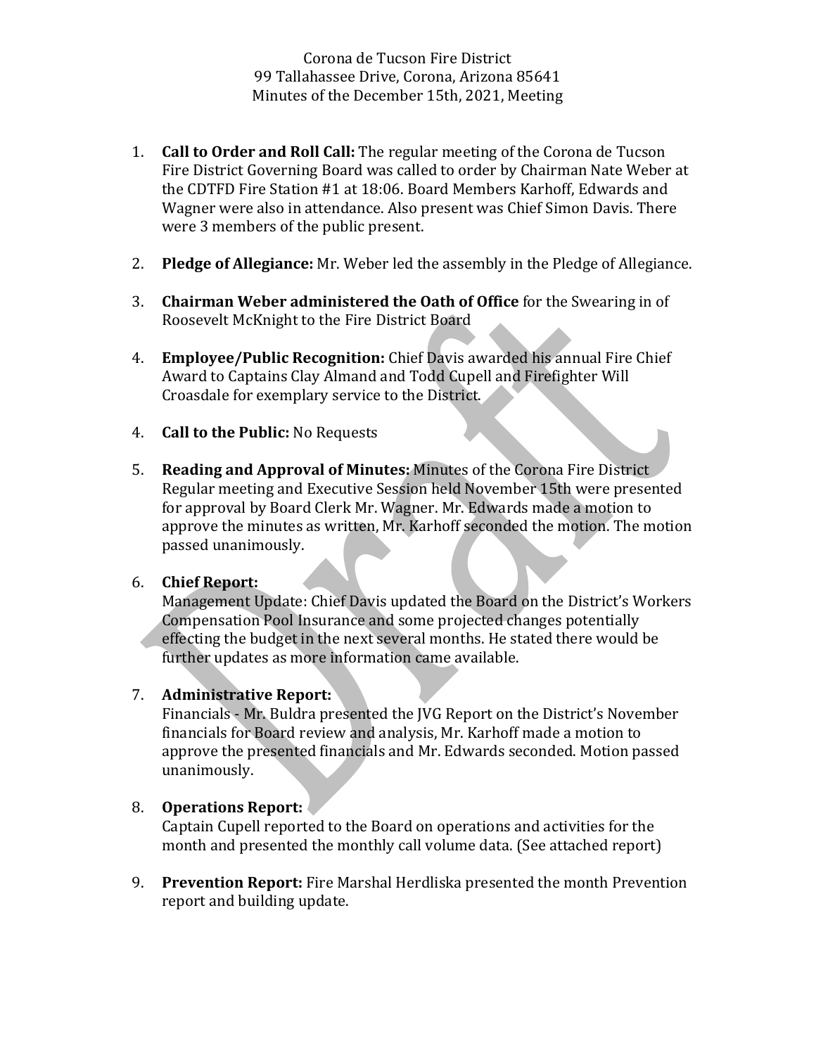Corona de Tucson Fire District
99 Tallahassee Drive, Corona, Arizona 85641
Minutes of the December 15th, 2021, Meeting

1. **Call to Order and Roll Call:** The regular meeting of the Corona de Tucson Fire District Governing Board was called to order by Chairman Nate Weber at the CDTFD Fire Station #1 at 18:06. Board Members Karhoff, Edwards and Wagner were also in attendance. Also present was Chief Simon Davis. There were 3 members of the public present.

2. **Pledge of Allegiance:** Mr. Weber led the assembly in the Pledge of Allegiance.

3. **Chairman Weber administered the Oath of Office** for the Swearing in of Roosevelt McKnight to the Fire District Board

4. **Employee/Public Recognition:** Chief Davis awarded his annual Fire Chief Award to Captains Clay Almand and Todd Cupell and Firefighter Will Croasdale for exemplary service to the District.

4. **Call to the Public:** No Requests

5. **Reading and Approval of Minutes:** Minutes of the Corona Fire District Regular meeting and Executive Session held November 15th were presented for approval by Board Clerk Mr. Wagner. Mr. Edwards made a motion to approve the minutes as written, Mr. Karhoff seconded the motion. The motion passed unanimously.

6. **Chief Report:**
   Management Update: Chief Davis updated the Board on the District's Workers Compensation Pool Insurance and some projected changes potentially effecting the budget in the next several months. He stated there would be further updates as more information came available.

7. **Administrative Report:**
   Financials - Mr. Buldra presented the JVG Report on the District's November financials for Board review and analysis, Mr. Karhoff made a motion to approve the presented financials and Mr. Edwards seconded. Motion passed unanimously.

8. **Operations Report:**
   Captain Cupell reported to the Board on operations and activities for the month and presented the monthly call volume data. (See attached report)

9. **Prevention Report:** Fire Marshal Herdliska presented the month Prevention report and building update.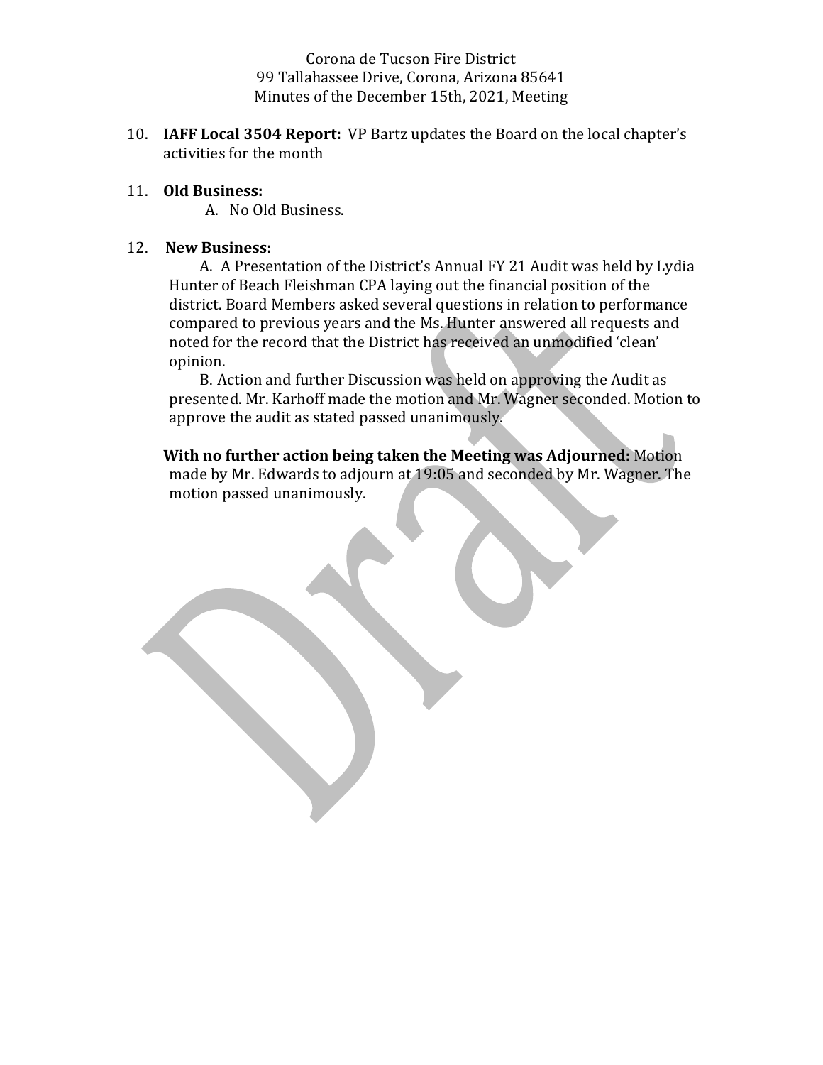Corona de Tucson Fire District
99 Tallahassee Drive, Corona, Arizona 85641
Minutes of the December 15th, 2021, Meeting

10. **IAFF Local 3504 Report:** VP Bartz updates the Board on the local chapter's activities for the month

11. **Old Business:**
    A. No Old Business.

12. **New Business:**
    A. A Presentation of the District's Annual FY 21 Audit was held by Lydia Hunter of Beach Fleishman CPA laying out the financial position of the district. Board Members asked several questions in relation to performance compared to previous years and the Ms. Hunter answered all requests and noted for the record that the District has received an unmodified 'clean' opinion.
    B. Action and further Discussion was held on approving the Audit as presented. Mr. Karhoff made the motion and Mr. Wagner seconded. Motion to approve the audit as stated passed unanimously.

**With no further action being taken the Meeting was Adjourned:** Motion made by Mr. Edwards to adjourn at 19:05 and seconded by Mr. Wagner. The motion passed unanimously.

Draft